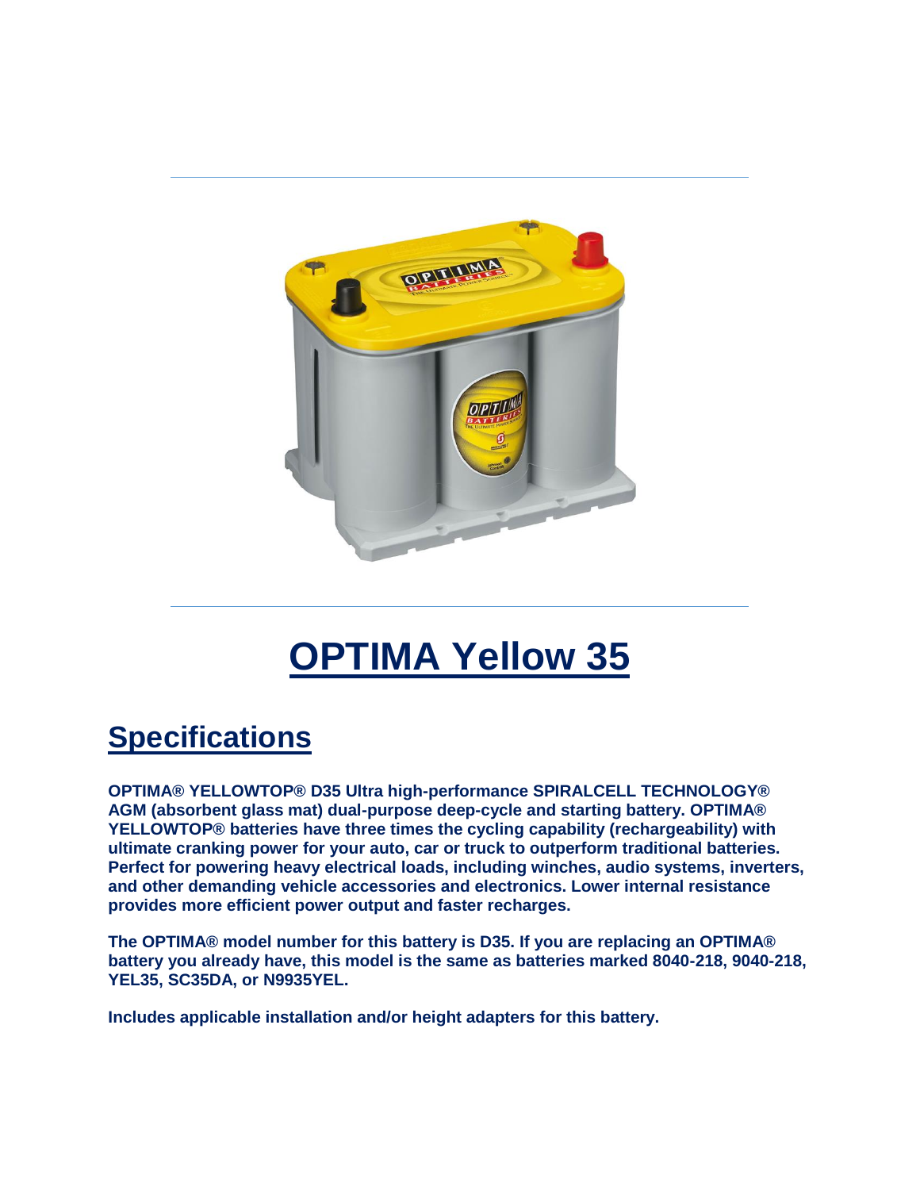# OPTIMA Yellow 35

## Specifications

**OPTIMA® YELLOWTOP® D35 Ultra high-performance SPIRALCELL TECHNOLOGY® AGM (absorbent glass mat) dual-purpose deep-cycle and starting battery. OPTIMA® YELLOWTOP® batteries have three times the cycling capability (rechargeability) with ultimate cranking power for your auto, car or truck to outperform traditional batteries. Perfect for powering heavy electrical loads, including winches, audio systems, inverters, and other demanding vehicle accessories and electronics. Lower internal resistance provides more efficient power output and faster recharges.**

**The OPTIMA® model number for this battery is D35. If you are replacing an OPTIMA® battery you already have, this model is the same as batteries marked 8040-218, 9040-218, YEL35, SC35DA, or N9935YEL.**

**Includes applicable installation and/or height adapters for this battery.**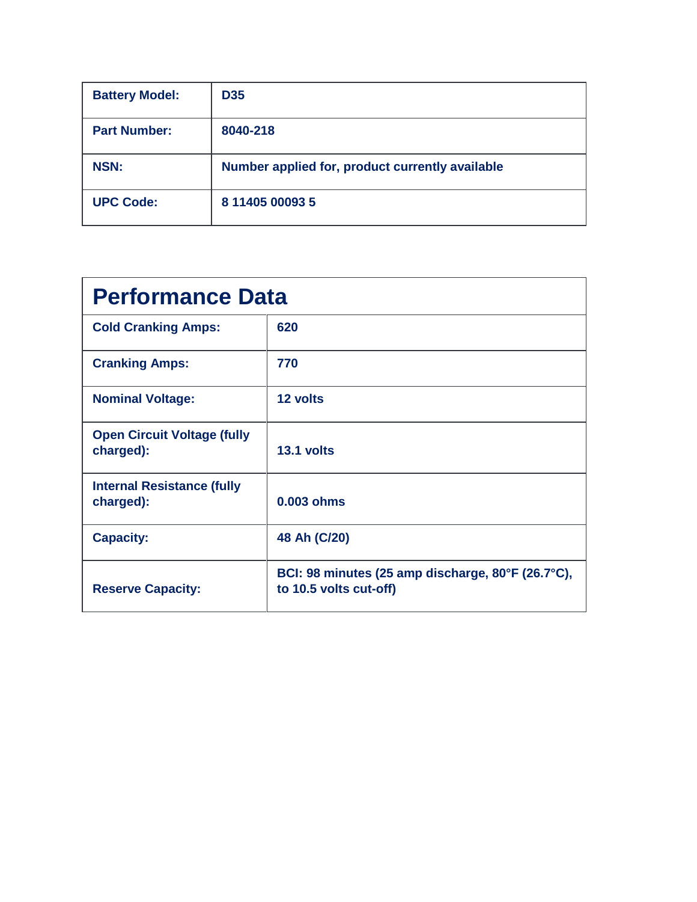| Battery Model: | D35 |
| --- | --- |
| Part Number: | 8040-218 |
| NSN: | Number applied for, product currently available |
| UPC Code: | 8 11405 00093 5 |

## Performance Data

| Cold Cranking Amps: | 620 |
| --- | --- |
| Cranking Amps: | 770 |
| Nominal Voltage: | 12 volts |
| Open Circuit Voltage (fully charged): | 13.1 volts |
| Internal Resistance (fully charged): | 0.003 ohms |
| Capacity: | 48 Ah (C/20) |
| Reserve Capacity: | BCI: 98 minutes (25 amp discharge, 80°F (26.7°C), to 10.5 volts cut-off) |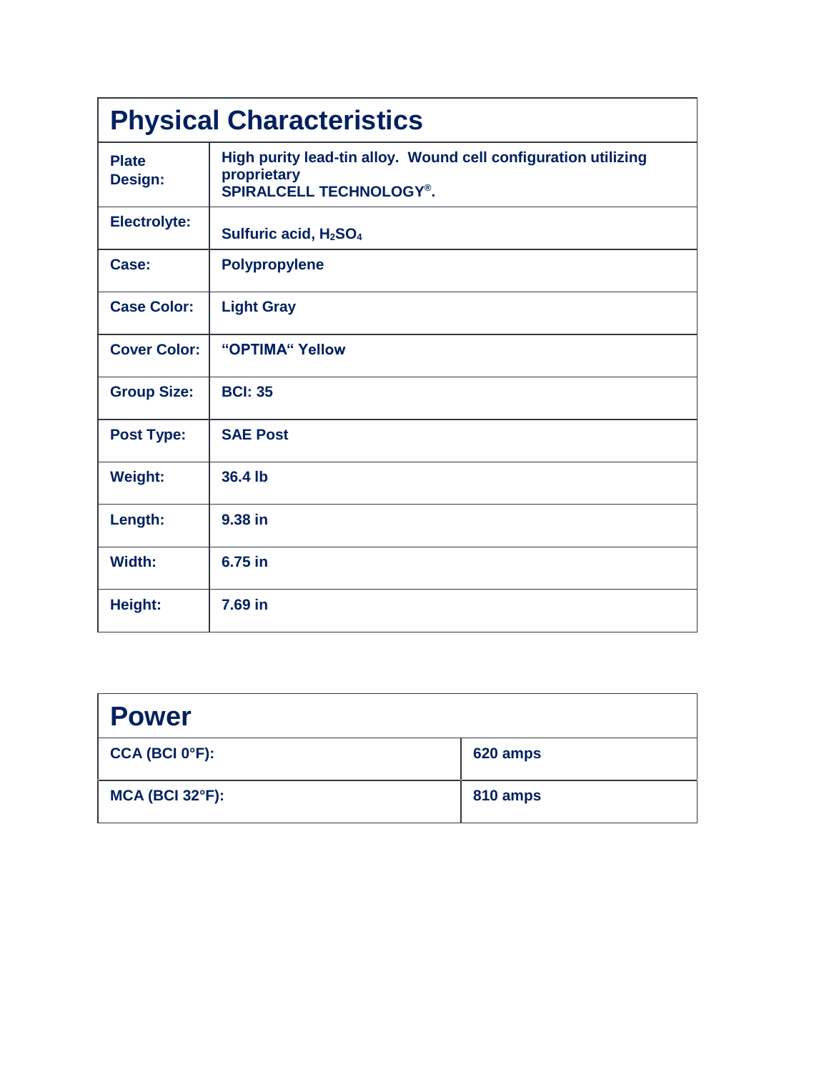## Physical Characteristics

| | |
|---|---|
| **Plate Design:** | **High purity lead-tin alloy. Wound cell configuration utilizing proprietary SPIRALCELL TECHNOLOGY®.** |
| **Electrolyte:** | **Sulfuric acid, $H_2SO_4$** |
| **Case:** | **Polypropylene** |
| **Case Color:** | **Light Gray** |
| **Cover Color:** | **"OPTIMA" Yellow** |
| **Group Size:** | **BCI: 35** |
| **Post Type:** | **SAE Post** |
| **Weight:** | **36.4 lb** |
| **Length:** | **9.38 in** |
| **Width:** | **6.75 in** |
| **Height:** | **7.69 in** |

## Power

| | |
|---|---|
| **CCA (BCI 0°F):** | **620 amps** |
| **MCA (BCI 32°F):** | **810 amps** |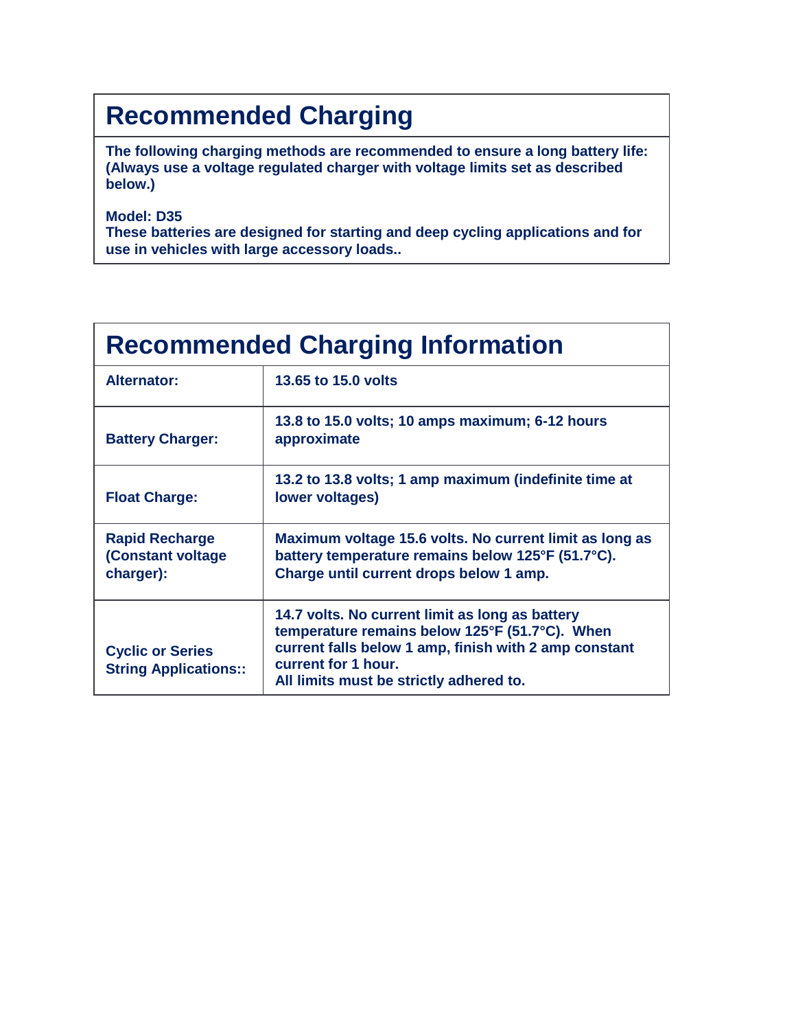# Recommended Charging

**The following charging methods are recommended to ensure a long battery life: (Always use a voltage regulated charger with voltage limits set as described below.)**

**Model: D35**
**These batteries are designed for starting and deep cycling applications and for use in vehicles with large accessory loads..**

## Recommended Charging Information

| | |
|---|---|
| **Alternator:** | **13.65 to 15.0 volts** |
| **Battery Charger:** | **13.8 to 15.0 volts; 10 amps maximum; 6-12 hours approximate** |
| **Float Charge:** | **13.2 to 13.8 volts; 1 amp maximum (indefinite time at lower voltages)** |
| **Rapid Recharge (Constant voltage charger):** | **Maximum voltage 15.6 volts. No current limit as long as battery temperature remains below 125°F (51.7°C). Charge until current drops below 1 amp.** |
| **Cyclic or Series String Applications::** | **14.7 volts. No current limit as long as battery temperature remains below 125°F (51.7°C). When current falls below 1 amp, finish with 2 amp constant current for 1 hour. All limits must be strictly adhered to.** |